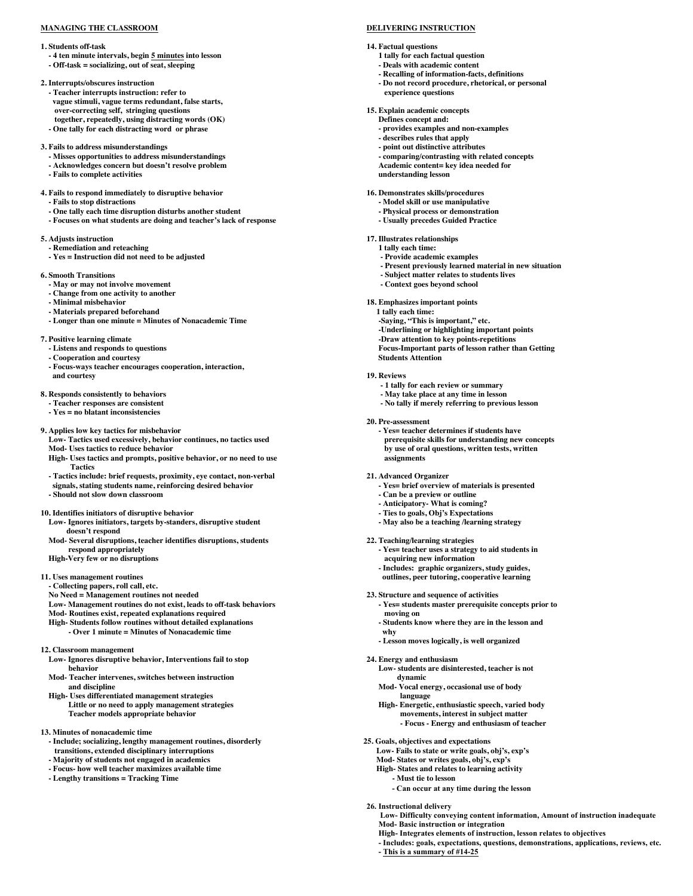## MANAGING THE CLASSROOM

**1. Students off-task**
- 4 ten minute intervals, begin <u>5 minutes</u> into lesson
- Off-task = socializing, out of seat, sleeping

**2. Interrupts/obscures instruction**
- Teacher interrupts instruction: refer to vague stimuli, vague terms redundant, false starts, over-correcting self, stringing questions together, repeatedly, using distracting words (OK)
- One tally for each distracting word or phrase

**3. Fails to address misunderstandings**
- Misses opportunities to address misunderstandings
- Acknowledges concern but doesn't resolve problem
- Fails to complete activities

**4. Fails to respond immediately to disruptive behavior**
- Fails to stop distractions
- One tally each time disruption disturbs another student
- Focuses on what students are doing and teacher's lack of response

**5. Adjusts instruction**
- Remediation and reteaching
- Yes = Instruction did not need to be adjusted

**6. Smooth Transitions**
- May or may not involve movement
- Change from one activity to another
- Minimal misbehavior
- Materials prepared beforehand
- Longer than one minute = Minutes of Nonacademic Time

**7. Positive learning climate**
- Listens and responds to questions
- Cooperation and courtesy
- Focus-ways teacher encourages cooperation, interaction, and courtesy

**8. Responds consistently to behaviors**
- Teacher responses are consistent
- Yes = no blatant inconsistencies

**9. Applies low key tactics for misbehavior**

Low- Tactics used excessively, behavior continues, no tactics used
Mod- Uses tactics to reduce behavior
High- Uses tactics and prompts, positive behavior, or no need to use Tactics
- Tactics include: brief requests, proximity, eye contact, non-verbal signals, stating students name, reinforcing desired behavior
- Should not slow down classroom

**10. Identifies initiators of disruptive behavior**

Low- Ignores initiators, targets by-standers, disruptive student doesn't respond
Mod- Several disruptions, teacher identifies disruptions, students respond appropriately
High-Very few or no disruptions

**11. Uses management routines**
- Collecting papers, roll call, etc.

No Need = Management routines not needed
Low- Management routines do not exist, leads to off-task behaviors
Mod- Routines exist, repeated explanations required
High- Students follow routines without detailed explanations
- Over 1 minute = Minutes of Nonacademic time

**12. Classroom management**

Low- Ignores disruptive behavior, Interventions fail to stop behavior
Mod- Teacher intervenes, switches between instruction and discipline
High- Uses differentiated management strategies
Little or no need to apply management strategies
Teacher models appropriate behavior

**13. Minutes of nonacademic time**
- Include; socializing, lengthy management routines, disorderly transitions, extended disciplinary interruptions
- Majority of students not engaged in academics
- Focus- how well teacher maximizes available time
- Lengthy transitions = Tracking Time

## DELIVERING INSTRUCTION

**14. Factual questions**

1 tally for each factual question
- Deals with academic content
- Recalling of information-facts, definitions
- Do not record procedure, rhetorical, or personal experience questions

**15. Explain academic concepts**

Defines concept and:
- provides examples and non-examples
- describes rules that apply
- point out distinctive attributes
- comparing/contrasting with related concepts

Academic content= key idea needed for understanding lesson

**16. Demonstrates skills/procedures**
- Model skill or use manipulative
- Physical process or demonstration
- Usually precedes Guided Practice

**17. Illustrates relationships**

1 tally each time:
- Provide academic examples
- Present previously learned material in new situation
- Subject matter relates to students lives
- Context goes beyond school

**18. Emphasizes important points**

1 tally each time:
-Saying, "This is important," etc.
-Underlining or highlighting important points
-Draw attention to key points-repetitions

Focus-Important parts of lesson rather than Getting Students Attention

**19. Reviews**
- 1 tally for each review or summary
- May take place at any time in lesson
- No tally if merely referring to previous lesson

**20. Pre-assessment**
- Yes= teacher determines if students have prerequisite skills for understanding new concepts by use of oral questions, written tests, written assignments

**21. Advanced Organizer**
- Yes= brief overview of materials is presented
- Can be a preview or outline
- Anticipatory- What is coming?
- Ties to goals, Obj's Expectations
- May also be a teaching /learning strategy

**22. Teaching/learning strategies**
- Yes= teacher uses a strategy to aid students in acquiring new information
- Includes: graphic organizers, study guides, outlines, peer tutoring, cooperative learning

**23. Structure and sequence of activities**
- Yes= students master prerequisite concepts prior to moving on
- Students know where they are in the lesson and why
- Lesson moves logically, is well organized

**24. Energy and enthusiasm**

Low- students are disinterested, teacher is not dynamic
Mod- Vocal energy, occasional use of body language
High- Energetic, enthusiastic speech, varied body movements, interest in subject matter
- Focus - Energy and enthusiasm of teacher

**25. Goals, objectives and expectations**

Low- Fails to state or write goals, obj's, exp's
Mod- States or writes goals, obj's, exp's
High- States and relates to learning activity
- Must tie to lesson
- Can occur at any time during the lesson

**26. Instructional delivery**

Low- Difficulty conveying content information, Amount of instruction inadequate
Mod- Basic instruction or integration
High- Integrates elements of instruction, lesson relates to objectives
- Includes: goals, expectations, questions, demonstrations, applications, reviews, etc.
- <u>This is a summary of #14-25</u>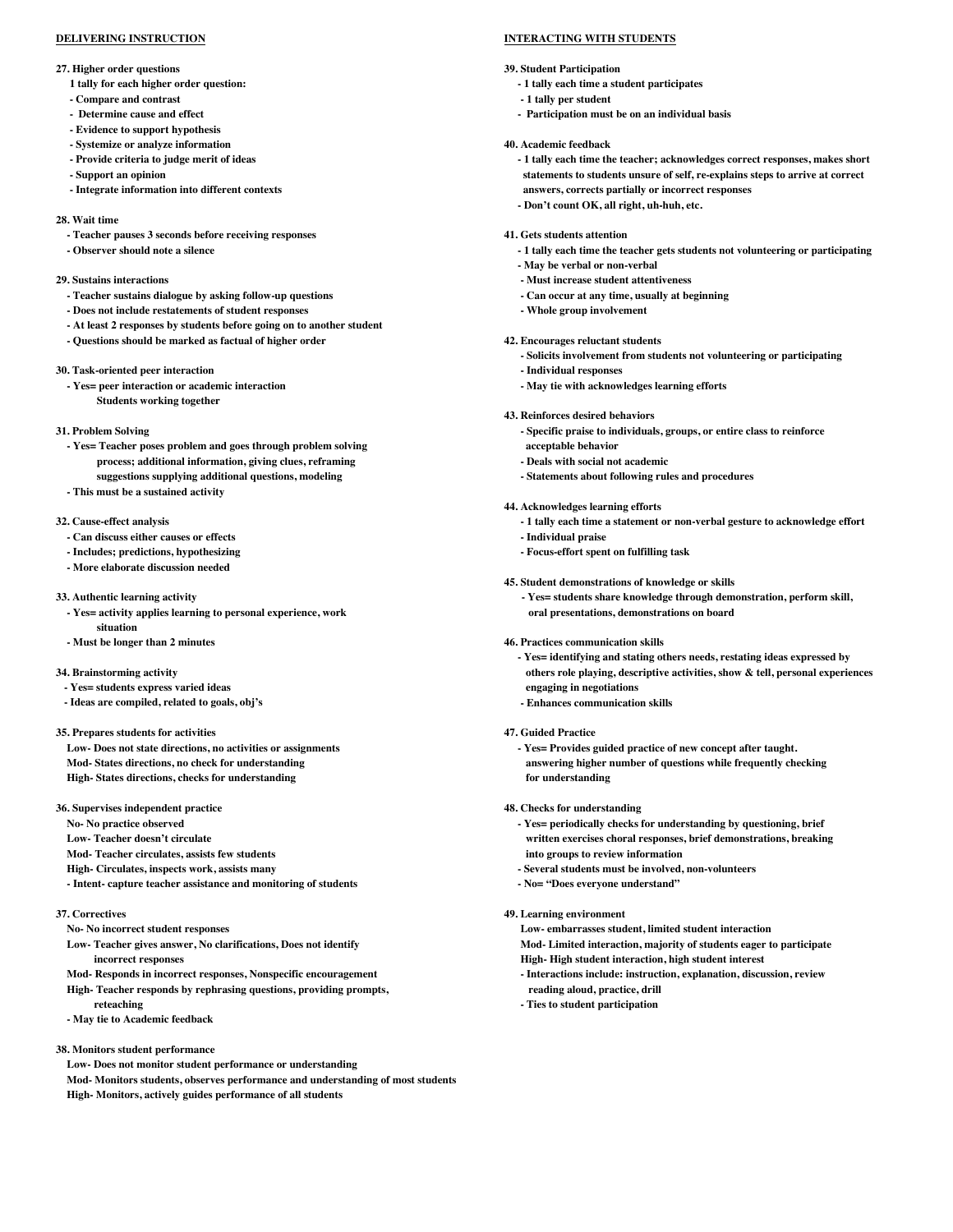## DELIVERING INSTRUCTION

**27. Higher order questions**

**1 tally for each higher order question:**

- **Compare and contrast**
- **Determine cause and effect**
- **Evidence to support hypothesis**
- **Systemize or analyze information**
- **Provide criteria to judge merit of ideas**
- **Support an opinion**
- **Integrate information into different contexts**

**28. Wait time**

- **Teacher pauses 3 seconds before receiving responses**
- **Observer should note a silence**

**29. Sustains interactions**

- **Teacher sustains dialogue by asking follow-up questions**
- **Does not include restatements of student responses**
- **At least 2 responses by students before going on to another student**
- **Questions should be marked as factual of higher order**

**30. Task-oriented peer interaction**

- **Yes= peer interaction or academic interaction Students working together**

**31. Problem Solving**

- **Yes= Teacher poses problem and goes through problem solving process; additional information, giving clues, reframing suggestions supplying additional questions, modeling**
- **This must be a sustained activity**

**32. Cause-effect analysis**

- **Can discuss either causes or effects**
- **Includes; predictions, hypothesizing**
- **More elaborate discussion needed**

**33. Authentic learning activity**

- **Yes= activity applies learning to personal experience, work situation**
- **Must be longer than 2 minutes**

**34. Brainstorming activity**

- **Yes= students express varied ideas**
- **Ideas are compiled, related to goals, obj's**

**35. Prepares students for activities**

**Low- Does not state directions, no activities or assignments**
**Mod- States directions, no check for understanding**
**High- States directions, checks for understanding**

**36. Supervises independent practice**

**No- No practice observed**
**Low- Teacher doesn't circulate**
**Mod- Teacher circulates, assists few students**
**High- Circulates, inspects work, assists many**

- **Intent- capture teacher assistance and monitoring of students**

**37. Correctives**

**No- No incorrect student responses**
**Low- Teacher gives answer, No clarifications, Does not identify incorrect responses**
**Mod- Responds in incorrect responses, Nonspecific encouragement**
**High- Teacher responds by rephrasing questions, providing prompts, reteaching**

- **May tie to Academic feedback**

**38. Monitors student performance**

**Low- Does not monitor student performance or understanding**
**Mod- Monitors students, observes performance and understanding of most students**
**High- Monitors, actively guides performance of all students**

## INTERACTING WITH STUDENTS

**39. Student Participation**

- **1 tally each time a student participates**
- **1 tally per student**
- **Participation must be on an individual basis**

**40. Academic feedback**

- **1 tally each time the teacher; acknowledges correct responses, makes short statements to students unsure of self, re-explains steps to arrive at correct answers, corrects partially or incorrect responses**
- **Don't count OK, all right, uh-huh, etc.**

**41. Gets students attention**

- **1 tally each time the teacher gets students not volunteering or participating**
- **May be verbal or non-verbal**
- **Must increase student attentiveness**
- **Can occur at any time, usually at beginning**
- **Whole group involvement**

**42. Encourages reluctant students**

- **Solicits involvement from students not volunteering or participating**
- **Individual responses**
- **May tie with acknowledges learning efforts**

**43. Reinforces desired behaviors**

- **Specific praise to individuals, groups, or entire class to reinforce acceptable behavior**
- **Deals with social not academic**
- **Statements about following rules and procedures**

**44. Acknowledges learning efforts**

- **1 tally each time a statement or non-verbal gesture to acknowledge effort**
- **Individual praise**
- **Focus-effort spent on fulfilling task**

**45. Student demonstrations of knowledge or skills**

- **Yes= students share knowledge through demonstration, perform skill, oral presentations, demonstrations on board**

**46. Practices communication skills**

- **Yes= identifying and stating others needs, restating ideas expressed by others role playing, descriptive activities, show & tell, personal experiences engaging in negotiations**
- **Enhances communication skills**

**47. Guided Practice**

- **Yes= Provides guided practice of new concept after taught. answering higher number of questions while frequently checking for understanding**

**48. Checks for understanding**

- **Yes= periodically checks for understanding by questioning, brief written exercises choral responses, brief demonstrations, breaking into groups to review information**
- **Several students must be involved, non-volunteers**
- **No= "Does everyone understand"**

**49. Learning environment**

**Low- embarrasses student, limited student interaction**
**Mod- Limited interaction, majority of students eager to participate**
**High- High student interaction, high student interest**

- **Interactions include: instruction, explanation, discussion, review reading aloud, practice, drill**
- **Ties to student participation**